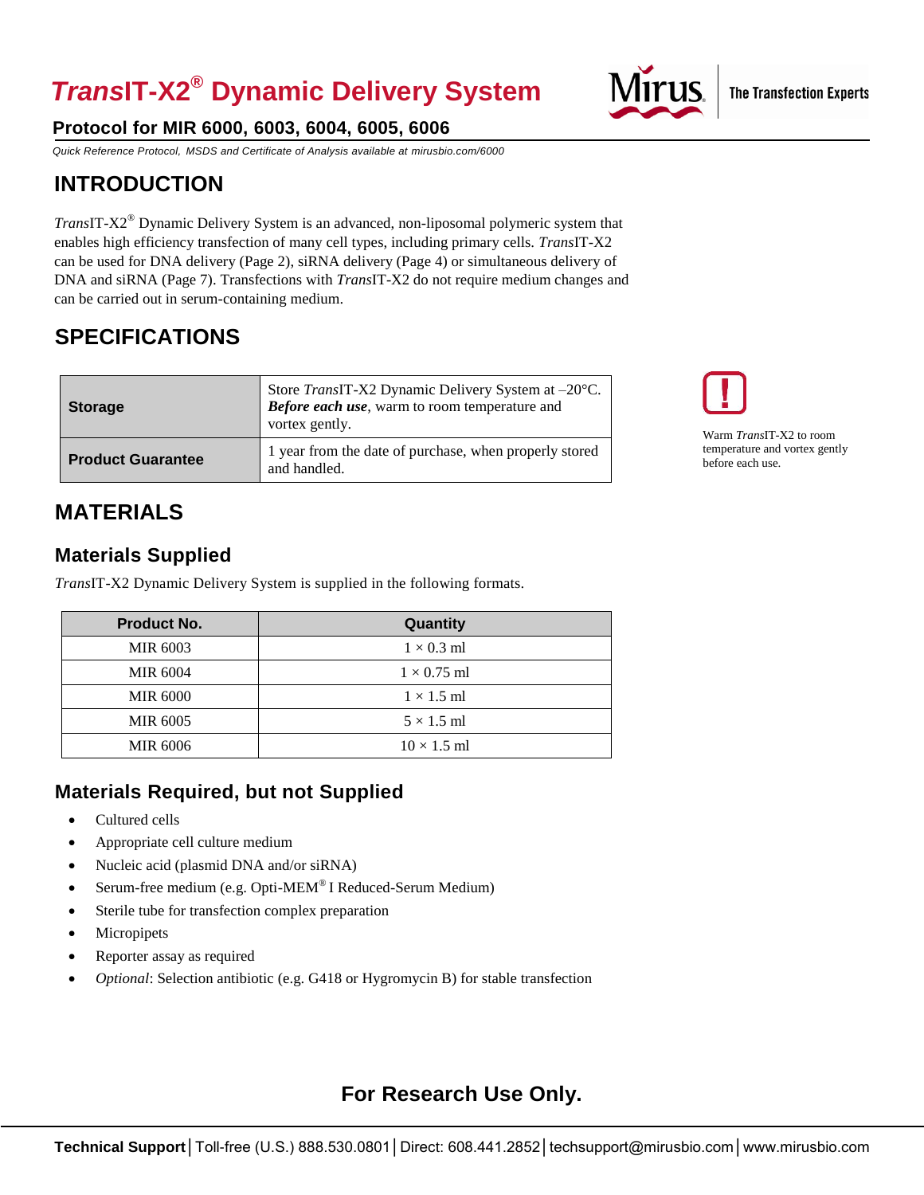# *Trans*IT-X2® Dynamic Delivery System

**Protocol for MIR 6000, 6003, 6004, 6005, 6006**

*Quick Reference Protocol, MSDS and Certificate of Analysis available at mirusbio.com/6000*

## INTRODUCTION

*Trans*IT-X2® Dynamic Delivery System is an advanced, non-liposomal polymeric system that enables high efficiency transfection of many cell types, including primary cells. *Trans*IT-X2 can be used for DNA delivery (Page 2), siRNA delivery (Page 4) or simultaneous delivery of DNA and siRNA (Page 7). Transfections with *Trans*IT-X2 do not require medium changes and can be carried out in serum-containing medium.

## SPECIFICATIONS

| | |
|---|---|
| **Storage** | Store *Trans*IT-X2 Dynamic Delivery System at –20°C. ***Before each use***, warm to room temperature and vortex gently. |
| **Product Guarantee** | 1 year from the date of purchase, when properly stored and handled. |

Warm *Trans*IT-X2 to room temperature and vortex gently before each use.

## MATERIALS

### Materials Supplied

*Trans*IT-X2 Dynamic Delivery System is supplied in the following formats.

| Product No. | Quantity |
|---|---|
| MIR 6003 | 1 × 0.3 ml |
| MIR 6004 | 1 × 0.75 ml |
| MIR 6000 | 1 × 1.5 ml |
| MIR 6005 | 5 × 1.5 ml |
| MIR 6006 | 10 × 1.5 ml |

### Materials Required, but not Supplied

- Cultured cells
- Appropriate cell culture medium
- Nucleic acid (plasmid DNA and/or siRNA)
- Serum-free medium (e.g. Opti-MEM® I Reduced-Serum Medium)
- Sterile tube for transfection complex preparation
- Micropipets
- Reporter assay as required
- *Optional*: Selection antibiotic (e.g. G418 or Hygromycin B) for stable transfection

**For Research Use Only.**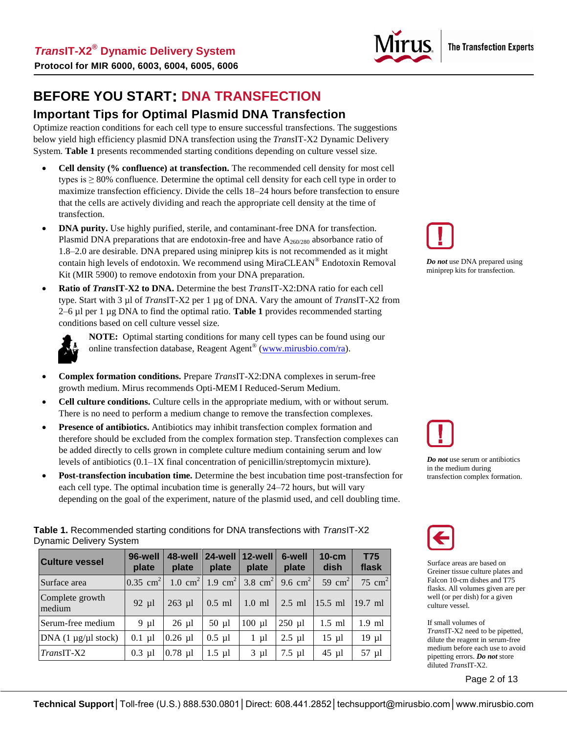# BEFORE YOU START: DNA TRANSFECTION

## Important Tips for Optimal Plasmid DNA Transfection

Optimize reaction conditions for each cell type to ensure successful transfections. The suggestions below yield high efficiency plasmid DNA transfection using the *Trans*IT-X2 Dynamic Delivery System. **Table 1** presents recommended starting conditions depending on culture vessel size.

- **Cell density (% confluence) at transfection.** The recommended cell density for most cell types is ≥ 80% confluence. Determine the optimal cell density for each cell type in order to maximize transfection efficiency. Divide the cells 18–24 hours before transfection to ensure that the cells are actively dividing and reach the appropriate cell density at the time of transfection.
- **DNA purity.** Use highly purified, sterile, and contaminant-free DNA for transfection. Plasmid DNA preparations that are endotoxin-free and have $A_{260/280}$ absorbance ratio of 1.8–2.0 are desirable. DNA prepared using miniprep kits is not recommended as it might contain high levels of endotoxin. We recommend using MiraCLEAN® Endotoxin Removal Kit (MIR 5900) to remove endotoxin from your DNA preparation.
- **Ratio of *Trans*IT-X2 to DNA.** Determine the best *Trans*IT-X2:DNA ratio for each cell type. Start with 3 µl of *Trans*IT-X2 per 1 µg of DNA. Vary the amount of *Trans*IT-X2 from 2–6 µl per 1 µg DNA to find the optimal ratio. **Table 1** provides recommended starting conditions based on cell culture vessel size.

  **NOTE:** Optimal starting conditions for many cell types can be found using our online transfection database, Reagent Agent® (www.mirusbio.com/ra).

- **Complex formation conditions.** Prepare *Trans*IT-X2:DNA complexes in serum-free growth medium. Mirus recommends Opti-MEM I Reduced-Serum Medium.
- **Cell culture conditions.** Culture cells in the appropriate medium, with or without serum. There is no need to perform a medium change to remove the transfection complexes.
- **Presence of antibiotics.** Antibiotics may inhibit transfection complex formation and therefore should be excluded from the complex formation step. Transfection complexes can be added directly to cells grown in complete culture medium containing serum and low levels of antibiotics (0.1–1X final concentration of penicillin/streptomycin mixture).
- **Post-transfection incubation time.** Determine the best incubation time post-transfection for each cell type. The optimal incubation time is generally 24–72 hours, but will vary depending on the goal of the experiment, nature of the plasmid used, and cell doubling time.

***Do not*** use DNA prepared using miniprep kits for transfection.

***Do not*** use serum or antibiotics in the medium during transfection complex formation.

**Table 1.** Recommended starting conditions for DNA transfections with *Trans*IT-X2 Dynamic Delivery System

| Culture vessel | 96-well plate | 48-well plate | 24-well plate | 12-well plate | 6-well plate | 10-cm dish | T75 flask |
|---|---|---|---|---|---|---|---|
| Surface area | 0.35 cm² | 1.0 cm² | 1.9 cm² | 3.8 cm² | 9.6 cm² | 59 cm² | 75 cm² |
| Complete growth medium | 92 µl | 263 µl | 0.5 ml | 1.0 ml | 2.5 ml | 15.5 ml | 19.7 ml |
| Serum-free medium | 9 µl | 26 µl | 50 µl | 100 µl | 250 µl | 1.5 ml | 1.9 ml |
| DNA (1 µg/µl stock) | 0.1 µl | 0.26 µl | 0.5 µl | 1 µl | 2.5 µl | 15 µl | 19 µl |
| *Trans*IT-X2 | 0.3 µl | 0.78 µl | 1.5 µl | 3 µl | 7.5 µl | 45 µl | 57 µl |

Surface areas are based on Greiner tissue culture plates and Falcon 10-cm dishes and T75 flasks. All volumes given are per well (or per dish) for a given culture vessel.

If small volumes of *Trans*IT-X2 need to be pipetted, dilute the reagent in serum-free medium before each use to avoid pipetting errors. ***Do not*** store diluted *Trans*IT-X2.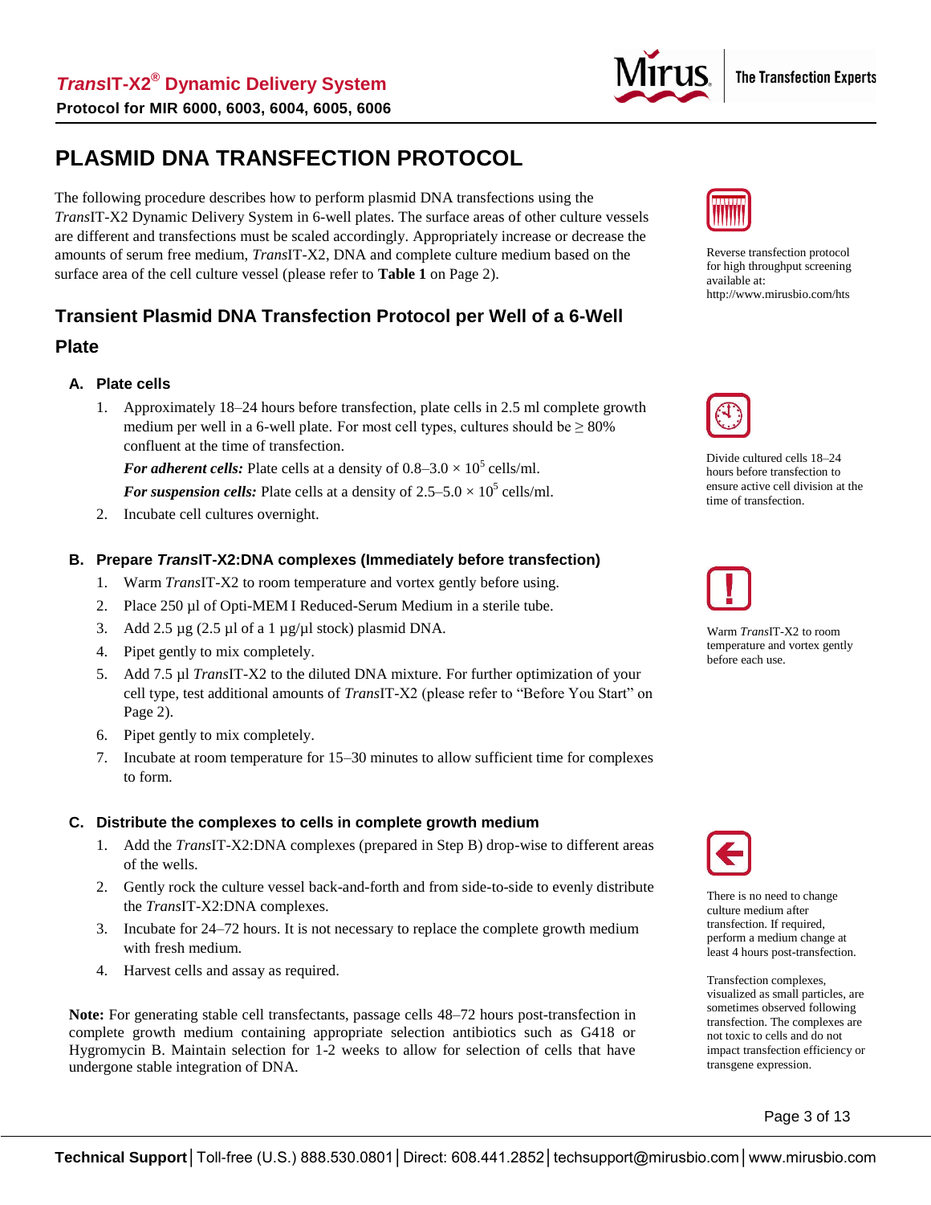# PLASMID DNA TRANSFECTION PROTOCOL

The following procedure describes how to perform plasmid DNA transfections using the *Trans*IT-X2 Dynamic Delivery System in 6-well plates. The surface areas of other culture vessels are different and transfections must be scaled accordingly. Appropriately increase or decrease the amounts of serum free medium, *Trans*IT-X2, DNA and complete culture medium based on the surface area of the cell culture vessel (please refer to **Table 1** on Page 2).

Reverse transfection protocol for high throughput screening available at: http://www.mirusbio.com/hts

## Transient Plasmid DNA Transfection Protocol per Well of a 6-Well Plate

### A. Plate cells

1. Approximately 18–24 hours before transfection, plate cells in 2.5 ml complete growth medium per well in a 6-well plate. For most cell types, cultures should be ≥ 80% confluent at the time of transfection.

   ***For adherent cells:*** Plate cells at a density of 0.8–3.0 × $10^5$ cells/ml.

   ***For suspension cells:*** Plate cells at a density of 2.5–5.0 × $10^5$ cells/ml.

2. Incubate cell cultures overnight.

Divide cultured cells 18–24 hours before transfection to ensure active cell division at the time of transfection.

### B. Prepare *Trans*IT-X2:DNA complexes (Immediately before transfection)

1. Warm *Trans*IT-X2 to room temperature and vortex gently before using.
2. Place 250 µl of Opti-MEM I Reduced-Serum Medium in a sterile tube.
3. Add 2.5 µg (2.5 µl of a 1 µg/µl stock) plasmid DNA.
4. Pipet gently to mix completely.
5. Add 7.5 µl *Trans*IT-X2 to the diluted DNA mixture. For further optimization of your cell type, test additional amounts of *Trans*IT-X2 (please refer to "Before You Start" on Page 2).
6. Pipet gently to mix completely.
7. Incubate at room temperature for 15–30 minutes to allow sufficient time for complexes to form.

Warm *Trans*IT-X2 to room temperature and vortex gently before each use.

### C. Distribute the complexes to cells in complete growth medium

1. Add the *Trans*IT-X2:DNA complexes (prepared in Step B) drop-wise to different areas of the wells.
2. Gently rock the culture vessel back-and-forth and from side-to-side to evenly distribute the *Trans*IT-X2:DNA complexes.
3. Incubate for 24–72 hours. It is not necessary to replace the complete growth medium with fresh medium.
4. Harvest cells and assay as required.

There is no need to change culture medium after transfection. If required, perform a medium change at least 4 hours post-transfection.

Transfection complexes, visualized as small particles, are sometimes observed following transfection. The complexes are not toxic to cells and do not impact transfection efficiency or transgene expression.

**Note:** For generating stable cell transfectants, passage cells 48–72 hours post-transfection in complete growth medium containing appropriate selection antibiotics such as G418 or Hygromycin B. Maintain selection for 1-2 weeks to allow for selection of cells that have undergone stable integration of DNA.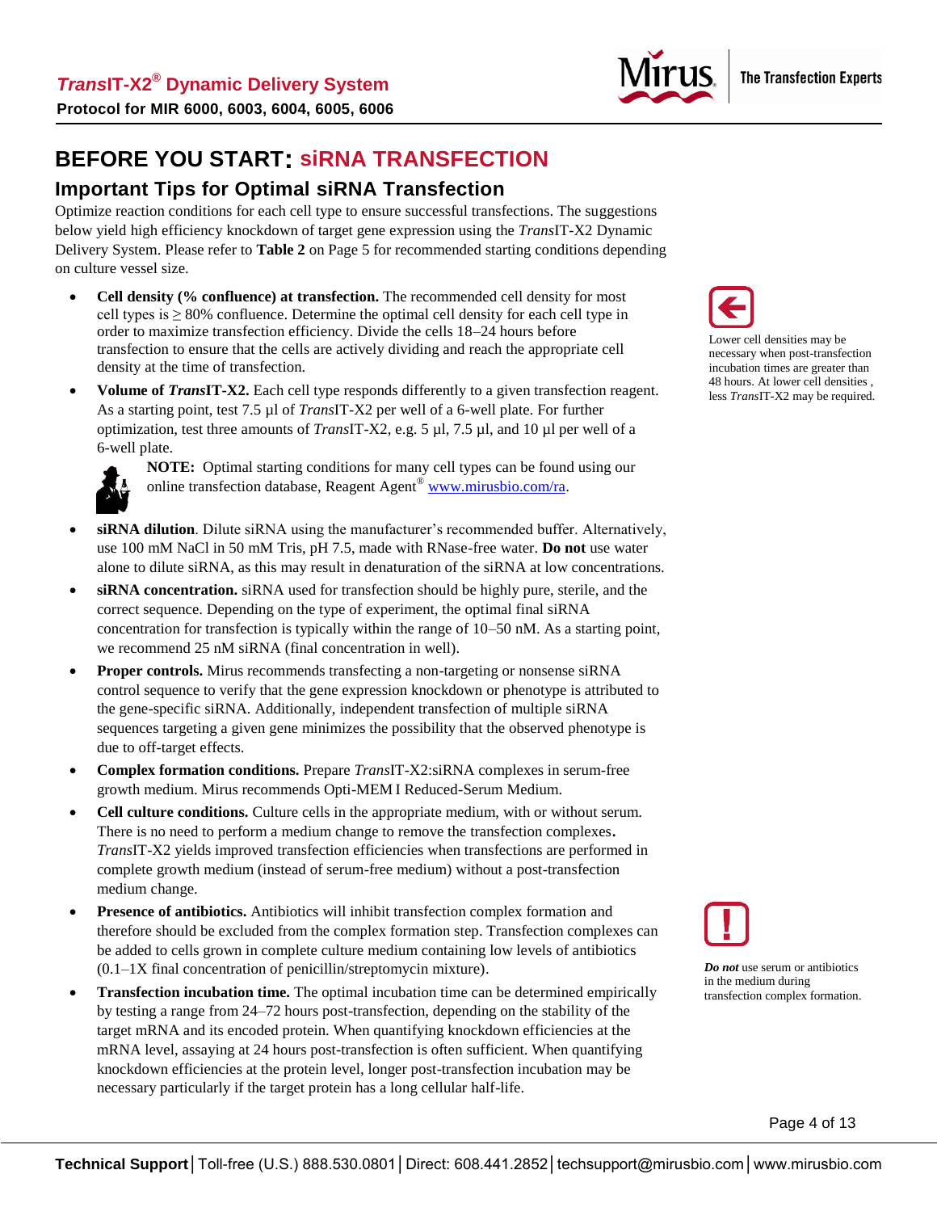# BEFORE YOU START: siRNA TRANSFECTION

## Important Tips for Optimal siRNA Transfection

Optimize reaction conditions for each cell type to ensure successful transfections. The suggestions below yield high efficiency knockdown of target gene expression using the *Trans*IT-X2 Dynamic Delivery System. Please refer to **Table 2** on Page 5 for recommended starting conditions depending on culture vessel size.

- **Cell density (% confluence) at transfection.** The recommended cell density for most cell types is ≥ 80% confluence. Determine the optimal cell density for each cell type in order to maximize transfection efficiency. Divide the cells 18–24 hours before transfection to ensure that the cells are actively dividing and reach the appropriate cell density at the time of transfection.

Lower cell densities may be necessary when post-transfection incubation times are greater than 48 hours. At lower cell densities, less *Trans*IT-X2 may be required.

- **Volume of *Trans*IT-X2.** Each cell type responds differently to a given transfection reagent. As a starting point, test 7.5 µl of *Trans*IT-X2 per well of a 6-well plate. For further optimization, test three amounts of *Trans*IT-X2, e.g. 5 µl, 7.5 µl, and 10 µl per well of a 6-well plate.

  **NOTE:** Optimal starting conditions for many cell types can be found using our online transfection database, Reagent Agent® www.mirusbio.com/ra.

- **siRNA dilution**. Dilute siRNA using the manufacturer's recommended buffer. Alternatively, use 100 mM NaCl in 50 mM Tris, pH 7.5, made with RNase-free water. **Do not** use water alone to dilute siRNA, as this may result in denaturation of the siRNA at low concentrations.
- **siRNA concentration.** siRNA used for transfection should be highly pure, sterile, and the correct sequence. Depending on the type of experiment, the optimal final siRNA concentration for transfection is typically within the range of 10–50 nM. As a starting point, we recommend 25 nM siRNA (final concentration in well).
- **Proper controls.** Mirus recommends transfecting a non-targeting or nonsense siRNA control sequence to verify that the gene expression knockdown or phenotype is attributed to the gene-specific siRNA. Additionally, independent transfection of multiple siRNA sequences targeting a given gene minimizes the possibility that the observed phenotype is due to off-target effects.
- **Complex formation conditions.** Prepare *Trans*IT-X2:siRNA complexes in serum-free growth medium. Mirus recommends Opti-MEM I Reduced-Serum Medium.
- **Cell culture conditions.** Culture cells in the appropriate medium, with or without serum. There is no need to perform a medium change to remove the transfection complexes. *Trans*IT-X2 yields improved transfection efficiencies when transfections are performed in complete growth medium (instead of serum-free medium) without a post-transfection medium change.
- **Presence of antibiotics.** Antibiotics will inhibit transfection complex formation and therefore should be excluded from the complex formation step. Transfection complexes can be added to cells grown in complete culture medium containing low levels of antibiotics (0.1–1X final concentration of penicillin/streptomycin mixture).

***Do not*** use serum or antibiotics in the medium during transfection complex formation.

- **Transfection incubation time.** The optimal incubation time can be determined empirically by testing a range from 24–72 hours post-transfection, depending on the stability of the target mRNA and its encoded protein. When quantifying knockdown efficiencies at the mRNA level, assaying at 24 hours post-transfection is often sufficient. When quantifying knockdown efficiencies at the protein level, longer post-transfection incubation may be necessary particularly if the target protein has a long cellular half-life.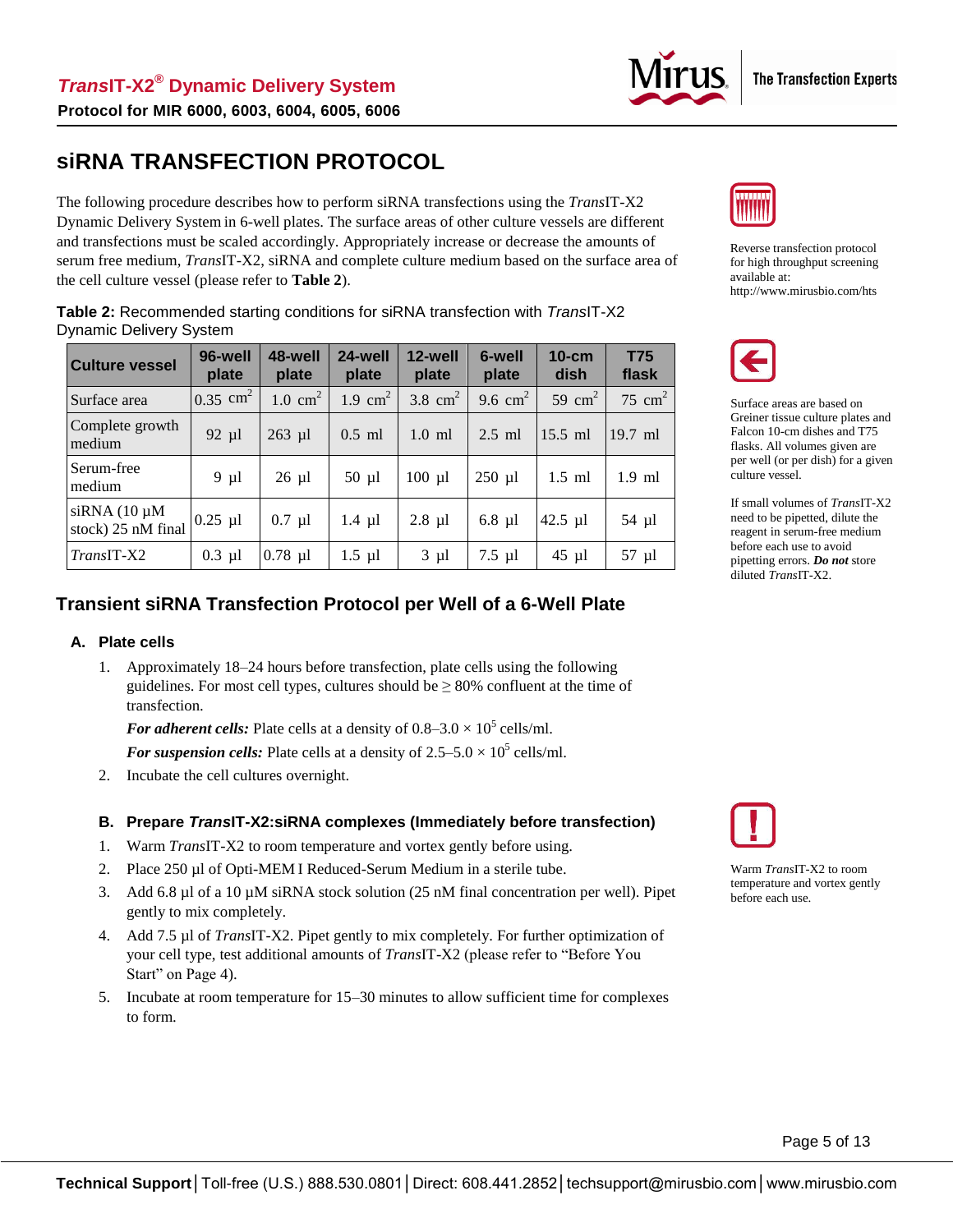# siRNA TRANSFECTION PROTOCOL

The following procedure describes how to perform siRNA transfections using the *Trans*IT-X2 Dynamic Delivery System in 6-well plates. The surface areas of other culture vessels are different and transfections must be scaled accordingly. Appropriately increase or decrease the amounts of serum free medium, *Trans*IT-X2, siRNA and complete culture medium based on the surface area of the cell culture vessel (please refer to **Table 2**).

**Table 2:** Recommended starting conditions for siRNA transfection with *Trans*IT-X2 Dynamic Delivery System

| Culture vessel | 96-well plate | 48-well plate | 24-well plate | 12-well plate | 6-well plate | 10-cm dish | T75 flask |
|---|---|---|---|---|---|---|---|
| Surface area | 0.35 cm$^2$ | 1.0 cm$^2$ | 1.9 cm$^2$ | 3.8 cm$^2$ | 9.6 cm$^2$ | 59 cm$^2$ | 75 cm$^2$ |
| Complete growth medium | 92 µl | 263 µl | 0.5 ml | 1.0 ml | 2.5 ml | 15.5 ml | 19.7 ml |
| Serum-free medium | 9 µl | 26 µl | 50 µl | 100 µl | 250 µl | 1.5 ml | 1.9 ml |
| siRNA (10 µM stock) 25 nM final | 0.25 µl | 0.7 µl | 1.4 µl | 2.8 µl | 6.8 µl | 42.5 µl | 54 µl |
| *Trans*IT-X2 | 0.3 µl | 0.78 µl | 1.5 µl | 3 µl | 7.5 µl | 45 µl | 57 µl |

Reverse transfection protocol for high throughput screening available at: http://www.mirusbio.com/hts

Surface areas are based on Greiner tissue culture plates and Falcon 10-cm dishes and T75 flasks. All volumes given are per well (or per dish) for a given culture vessel.

If small volumes of *Trans*IT-X2 need to be pipetted, dilute the reagent in serum-free medium before each use to avoid pipetting errors. ***Do not*** store diluted *Trans*IT-X2.

## Transient siRNA Transfection Protocol per Well of a 6-Well Plate

### A. Plate cells

1. Approximately 18–24 hours before transfection, plate cells using the following guidelines. For most cell types, cultures should be ≥ 80% confluent at the time of transfection.

   ***For adherent cells:*** Plate cells at a density of $0.8–3.0 \times 10^5$ cells/ml.

   ***For suspension cells:*** Plate cells at a density of $2.5–5.0 \times 10^5$ cells/ml.

2. Incubate the cell cultures overnight.

### B. Prepare *Trans*IT-X2:siRNA complexes (Immediately before transfection)

Warm *Trans*IT-X2 to room temperature and vortex gently before each use.

1. Warm *Trans*IT-X2 to room temperature and vortex gently before using.
2. Place 250 µl of Opti-MEM I Reduced-Serum Medium in a sterile tube.
3. Add 6.8 µl of a 10 µM siRNA stock solution (25 nM final concentration per well). Pipet gently to mix completely.
4. Add 7.5 µl of *Trans*IT-X2. Pipet gently to mix completely. For further optimization of your cell type, test additional amounts of *Trans*IT-X2 (please refer to "Before You Start" on Page 4).
5. Incubate at room temperature for 15–30 minutes to allow sufficient time for complexes to form.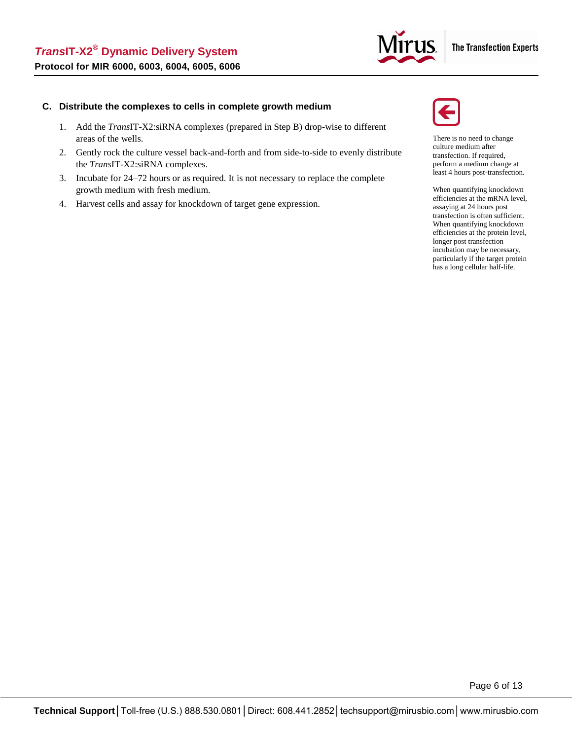### C. Distribute the complexes to cells in complete growth medium

1. Add the *Trans*IT-X2:siRNA complexes (prepared in Step B) drop-wise to different areas of the wells.
2. Gently rock the culture vessel back-and-forth and from side-to-side to evenly distribute the *Trans*IT-X2:siRNA complexes.
3. Incubate for 24–72 hours or as required. It is not necessary to replace the complete growth medium with fresh medium.
4. Harvest cells and assay for knockdown of target gene expression.

There is no need to change culture medium after transfection. If required, perform a medium change at least 4 hours post-transfection.

When quantifying knockdown efficiencies at the mRNA level, assaying at 24 hours post transfection is often sufficient. When quantifying knockdown efficiencies at the protein level, longer post transfection incubation may be necessary, particularly if the target protein has a long cellular half-life.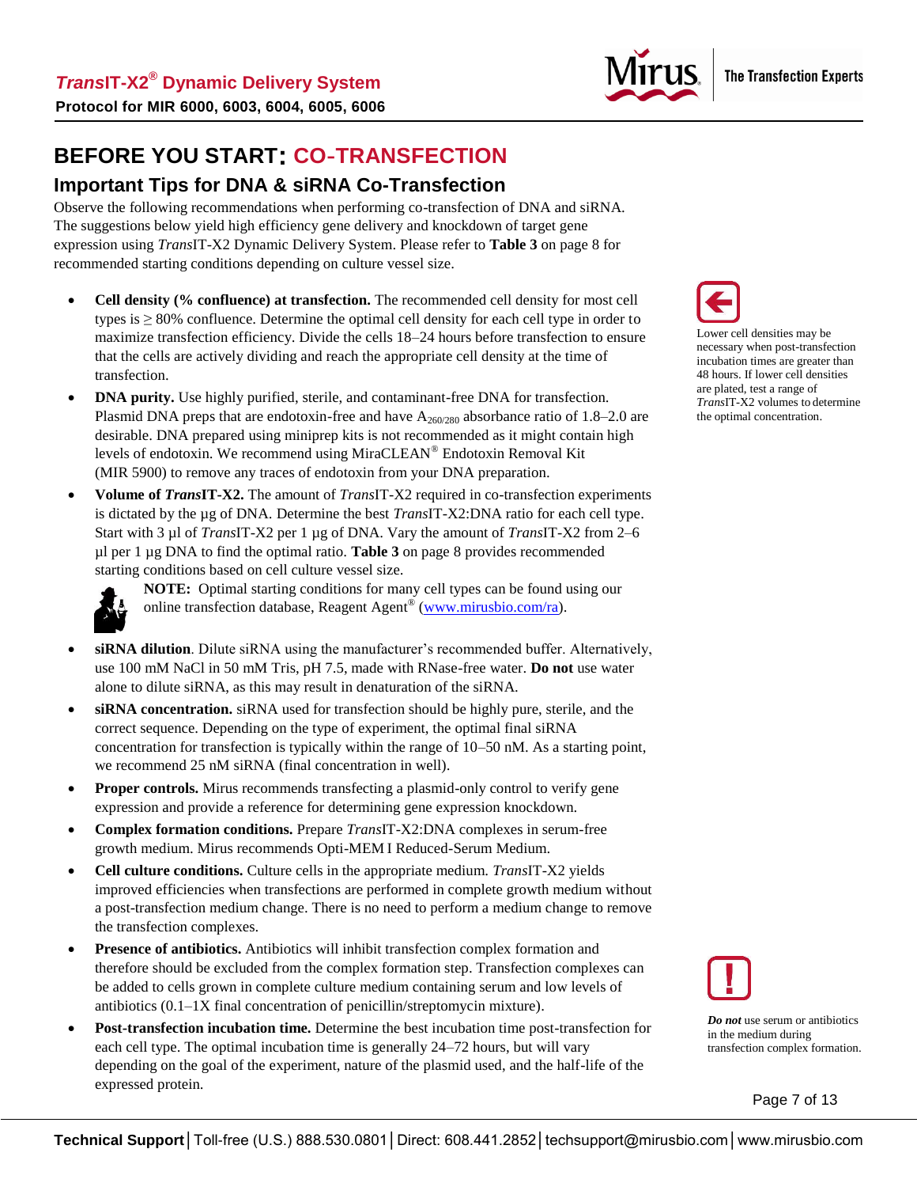# BEFORE YOU START: CO-TRANSFECTION

## Important Tips for DNA & siRNA Co-Transfection

Observe the following recommendations when performing co-transfection of DNA and siRNA. The suggestions below yield high efficiency gene delivery and knockdown of target gene expression using *Trans*IT-X2 Dynamic Delivery System. Please refer to **Table 3** on page 8 for recommended starting conditions depending on culture vessel size.

- **Cell density (% confluence) at transfection.** The recommended cell density for most cell types is ≥ 80% confluence. Determine the optimal cell density for each cell type in order to maximize transfection efficiency. Divide the cells 18–24 hours before transfection to ensure that the cells are actively dividing and reach the appropriate cell density at the time of transfection.

Lower cell densities may be necessary when post-transfection incubation times are greater than 48 hours. If lower cell densities are plated, test a range of *Trans*IT-X2 volumes to determine the optimal concentration.

- **DNA purity.** Use highly purified, sterile, and contaminant-free DNA for transfection. Plasmid DNA preps that are endotoxin-free and have $A_{260/280}$ absorbance ratio of 1.8–2.0 are desirable. DNA prepared using miniprep kits is not recommended as it might contain high levels of endotoxin. We recommend using MiraCLEAN® Endotoxin Removal Kit (MIR 5900) to remove any traces of endotoxin from your DNA preparation.
- **Volume of *Trans*IT-X2.** The amount of *Trans*IT-X2 required in co-transfection experiments is dictated by the µg of DNA. Determine the best *Trans*IT-X2:DNA ratio for each cell type. Start with 3 µl of *Trans*IT-X2 per 1 µg of DNA. Vary the amount of *Trans*IT-X2 from 2–6 µl per 1 µg DNA to find the optimal ratio. **Table 3** on page 8 provides recommended starting conditions based on cell culture vessel size.

  **NOTE:** Optimal starting conditions for many cell types can be found using our online transfection database, Reagent Agent® (www.mirusbio.com/ra).

- **siRNA dilution**. Dilute siRNA using the manufacturer's recommended buffer. Alternatively, use 100 mM NaCl in 50 mM Tris, pH 7.5, made with RNase-free water. **Do not** use water alone to dilute siRNA, as this may result in denaturation of the siRNA.
- **siRNA concentration.** siRNA used for transfection should be highly pure, sterile, and the correct sequence. Depending on the type of experiment, the optimal final siRNA concentration for transfection is typically within the range of 10–50 nM. As a starting point, we recommend 25 nM siRNA (final concentration in well).
- **Proper controls.** Mirus recommends transfecting a plasmid-only control to verify gene expression and provide a reference for determining gene expression knockdown.
- **Complex formation conditions.** Prepare *Trans*IT-X2:DNA complexes in serum-free growth medium. Mirus recommends Opti-MEM I Reduced-Serum Medium.
- **Cell culture conditions.** Culture cells in the appropriate medium. *Trans*IT-X2 yields improved efficiencies when transfections are performed in complete growth medium without a post-transfection medium change. There is no need to perform a medium change to remove the transfection complexes.
- **Presence of antibiotics.** Antibiotics will inhibit transfection complex formation and therefore should be excluded from the complex formation step. Transfection complexes can be added to cells grown in complete culture medium containing serum and low levels of antibiotics (0.1–1X final concentration of penicillin/streptomycin mixture).

***Do not*** use serum or antibiotics in the medium during transfection complex formation.

- **Post-transfection incubation time.** Determine the best incubation time post-transfection for each cell type. The optimal incubation time is generally 24–72 hours, but will vary depending on the goal of the experiment, nature of the plasmid used, and the half-life of the expressed protein.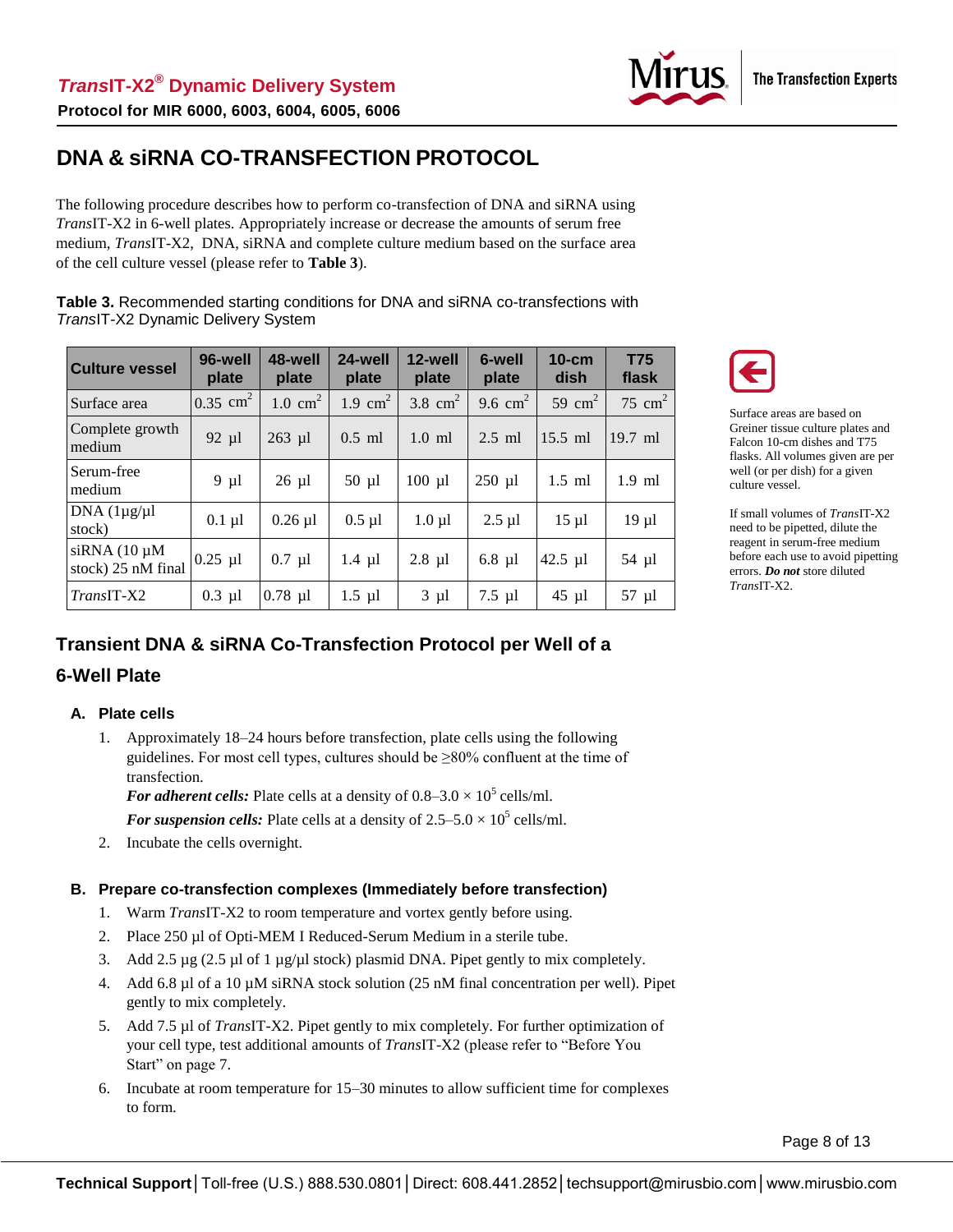## DNA & siRNA CO-TRANSFECTION PROTOCOL

The following procedure describes how to perform co-transfection of DNA and siRNA using *Trans*IT-X2 in 6-well plates. Appropriately increase or decrease the amounts of serum free medium, *Trans*IT-X2, DNA, siRNA and complete culture medium based on the surface area of the cell culture vessel (please refer to **Table 3**).

**Table 3.** Recommended starting conditions for DNA and siRNA co-transfections with *Trans*IT-X2 Dynamic Delivery System

| Culture vessel | 96-well plate | 48-well plate | 24-well plate | 12-well plate | 6-well plate | 10-cm dish | T75 flask |
|---|---|---|---|---|---|---|---|
| Surface area | 0.35 cm$^2$ | 1.0 cm$^2$ | 1.9 cm$^2$ | 3.8 cm$^2$ | 9.6 cm$^2$ | 59 cm$^2$ | 75 cm$^2$ |
| Complete growth medium | 92 µl | 263 µl | 0.5 ml | 1.0 ml | 2.5 ml | 15.5 ml | 19.7 ml |
| Serum-free medium | 9 µl | 26 µl | 50 µl | 100 µl | 250 µl | 1.5 ml | 1.9 ml |
| DNA (1µg/µl stock) | 0.1 µl | 0.26 µl | 0.5 µl | 1.0 µl | 2.5 µl | 15 µl | 19 µl |
| siRNA (10 µM stock) 25 nM final | 0.25 µl | 0.7 µl | 1.4 µl | 2.8 µl | 6.8 µl | 42.5 µl | 54 µl |
| *Trans*IT-X2 | 0.3 µl | 0.78 µl | 1.5 µl | 3 µl | 7.5 µl | 45 µl | 57 µl |

Surface areas are based on Greiner tissue culture plates and Falcon 10-cm dishes and T75 flasks. All volumes given are per well (or per dish) for a given culture vessel.

If small volumes of *Trans*IT-X2 need to be pipetted, dilute the reagent in serum-free medium before each use to avoid pipetting errors. ***Do not*** store diluted *Trans*IT-X2.

### Transient DNA & siRNA Co-Transfection Protocol per Well of a 6-Well Plate

#### A. Plate cells

1. Approximately 18–24 hours before transfection, plate cells using the following guidelines. For most cell types, cultures should be ≥80% confluent at the time of transfection.
   ***For adherent cells:*** Plate cells at a density of 0.8–3.0 × $10^5$ cells/ml.
   ***For suspension cells:*** Plate cells at a density of 2.5–5.0 × $10^5$ cells/ml.
2. Incubate the cells overnight.

#### B. Prepare co-transfection complexes (Immediately before transfection)

1. Warm *Trans*IT-X2 to room temperature and vortex gently before using.
2. Place 250 µl of Opti-MEM I Reduced-Serum Medium in a sterile tube.
3. Add 2.5 µg (2.5 µl of 1 µg/µl stock) plasmid DNA. Pipet gently to mix completely.
4. Add 6.8 µl of a 10 µM siRNA stock solution (25 nM final concentration per well). Pipet gently to mix completely.
5. Add 7.5 µl of *Trans*IT-X2. Pipet gently to mix completely. For further optimization of your cell type, test additional amounts of *Trans*IT-X2 (please refer to "Before You Start" on page 7.
6. Incubate at room temperature for 15–30 minutes to allow sufficient time for complexes to form.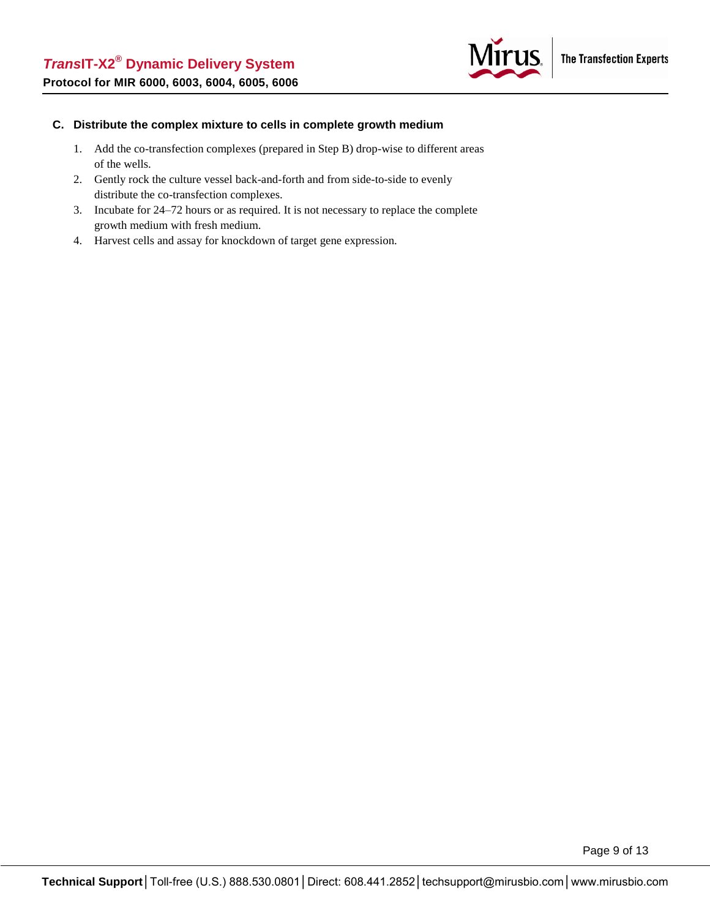### C. Distribute the complex mixture to cells in complete growth medium

1. Add the co-transfection complexes (prepared in Step B) drop-wise to different areas of the wells.
2. Gently rock the culture vessel back-and-forth and from side-to-side to evenly distribute the co-transfection complexes.
3. Incubate for 24–72 hours or as required. It is not necessary to replace the complete growth medium with fresh medium.
4. Harvest cells and assay for knockdown of target gene expression.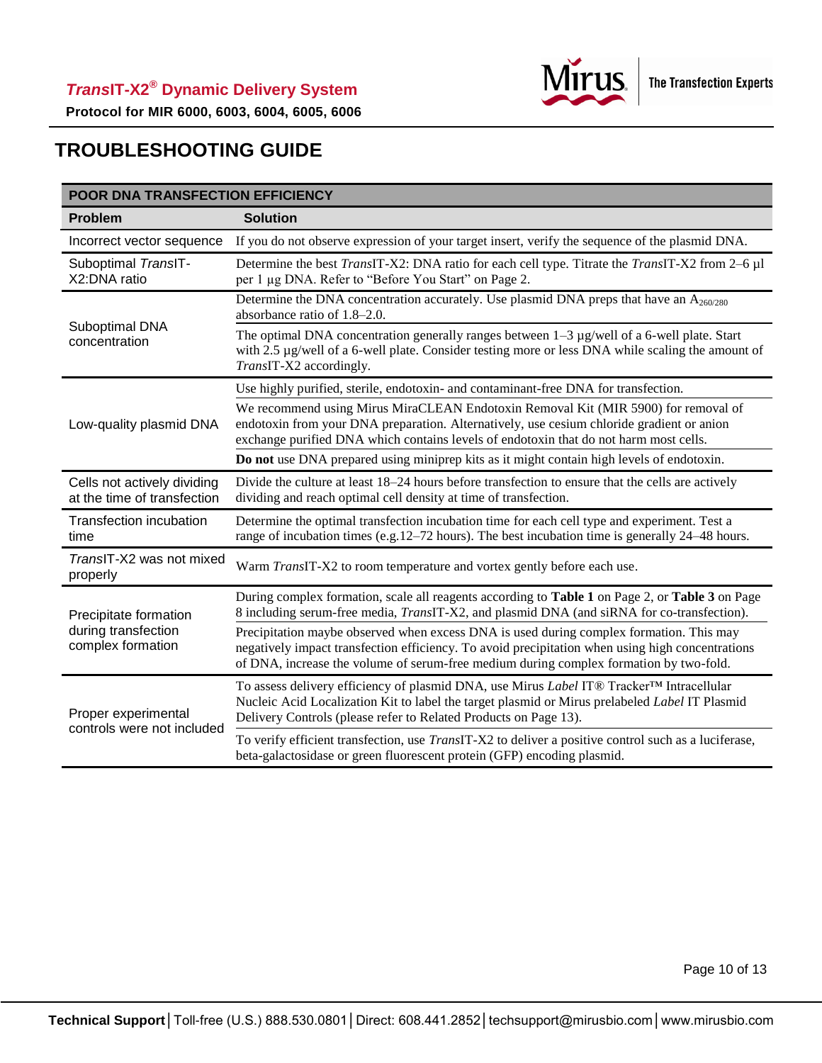# TROUBLESHOOTING GUIDE

| POOR DNA TRANSFECTION EFFICIENCY | |
|---|---|
| **Problem** | **Solution** |
| Incorrect vector sequence | If you do not observe expression of your target insert, verify the sequence of the plasmid DNA. |
| Suboptimal *Trans*IT-X2:DNA ratio | Determine the best *Trans*IT-X2: DNA ratio for each cell type. Titrate the *Trans*IT-X2 from 2–6 µl per 1 µg DNA. Refer to "Before You Start" on Page 2. |
| Suboptimal DNA concentration | Determine the DNA concentration accurately. Use plasmid DNA preps that have an $A_{260/280}$ absorbance ratio of 1.8–2.0. |
| | The optimal DNA concentration generally ranges between 1–3 µg/well of a 6-well plate. Start with 2.5 µg/well of a 6-well plate. Consider testing more or less DNA while scaling the amount of *Trans*IT-X2 accordingly. |
| Low-quality plasmid DNA | Use highly purified, sterile, endotoxin- and contaminant-free DNA for transfection. |
| | We recommend using Mirus MiraCLEAN Endotoxin Removal Kit (MIR 5900) for removal of endotoxin from your DNA preparation. Alternatively, use cesium chloride gradient or anion exchange purified DNA which contains levels of endotoxin that do not harm most cells. |
| | **Do not** use DNA prepared using miniprep kits as it might contain high levels of endotoxin. |
| Cells not actively dividing at the time of transfection | Divide the culture at least 18–24 hours before transfection to ensure that the cells are actively dividing and reach optimal cell density at time of transfection. |
| Transfection incubation time | Determine the optimal transfection incubation time for each cell type and experiment. Test a range of incubation times (e.g.12–72 hours). The best incubation time is generally 24–48 hours. |
| *Trans*IT-X2 was not mixed properly | Warm *Trans*IT-X2 to room temperature and vortex gently before each use. |
| Precipitate formation during transfection complex formation | During complex formation, scale all reagents according to **Table 1** on Page 2, or **Table 3** on Page 8 including serum-free media, *Trans*IT-X2, and plasmid DNA (and siRNA for co-transfection). |
| | Precipitation maybe observed when excess DNA is used during complex formation. This may negatively impact transfection efficiency. To avoid precipitation when using high concentrations of DNA, increase the volume of serum-free medium during complex formation by two-fold. |
| Proper experimental controls were not included | To assess delivery efficiency of plasmid DNA, use Mirus *Label* IT® Tracker™ Intracellular Nucleic Acid Localization Kit to label the target plasmid or Mirus prelabeled *Label* IT Plasmid Delivery Controls (please refer to Related Products on Page 13). |
| | To verify efficient transfection, use *Trans*IT-X2 to deliver a positive control such as a luciferase, beta-galactosidase or green fluorescent protein (GFP) encoding plasmid. |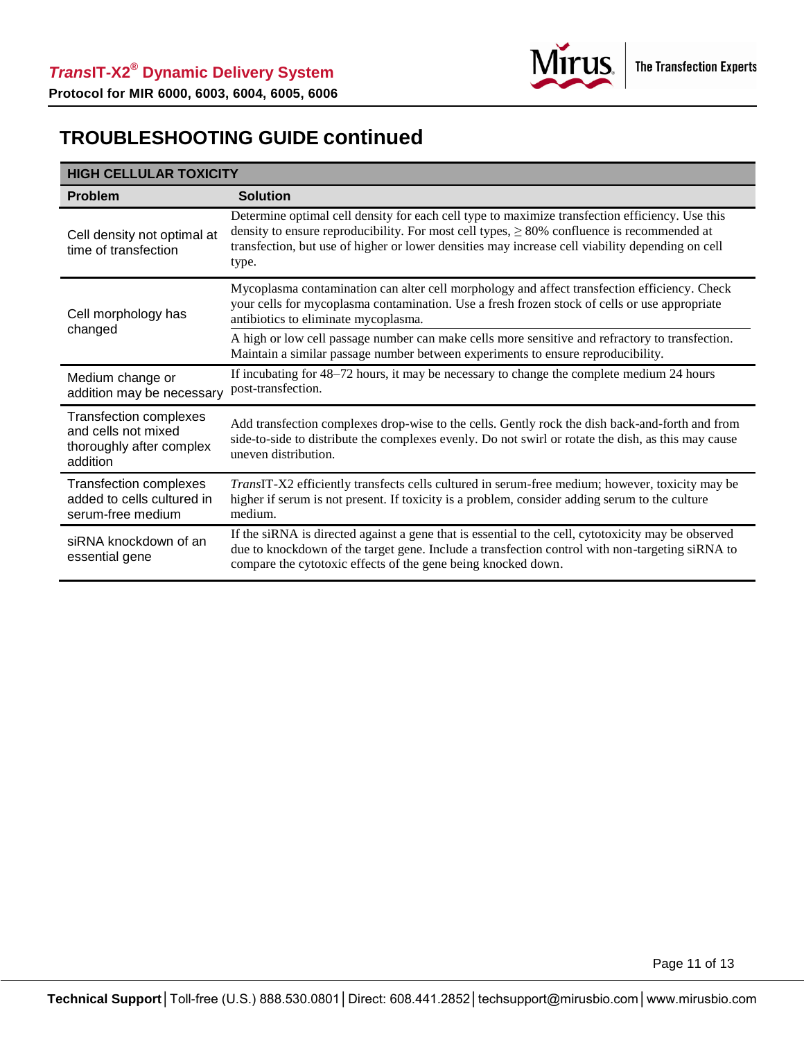## TROUBLESHOOTING GUIDE continued

| HIGH CELLULAR TOXICITY | |
|---|---|
| **Problem** | **Solution** |
| Cell density not optimal at time of transfection | Determine optimal cell density for each cell type to maximize transfection efficiency. Use this density to ensure reproducibility. For most cell types, ≥ 80% confluence is recommended at transfection, but use of higher or lower densities may increase cell viability depending on cell type. |
| Cell morphology has changed | Mycoplasma contamination can alter cell morphology and affect transfection efficiency. Check your cells for mycoplasma contamination. Use a fresh frozen stock of cells or use appropriate antibiotics to eliminate mycoplasma. |
| | A high or low cell passage number can make cells more sensitive and refractory to transfection. Maintain a similar passage number between experiments to ensure reproducibility. |
| Medium change or addition may be necessary | If incubating for 48–72 hours, it may be necessary to change the complete medium 24 hours post-transfection. |
| Transfection complexes and cells not mixed thoroughly after complex addition | Add transfection complexes drop-wise to the cells. Gently rock the dish back-and-forth and from side-to-side to distribute the complexes evenly. Do not swirl or rotate the dish, as this may cause uneven distribution. |
| Transfection complexes added to cells cultured in serum-free medium | *Trans*IT-X2 efficiently transfects cells cultured in serum-free medium; however, toxicity may be higher if serum is not present. If toxicity is a problem, consider adding serum to the culture medium. |
| siRNA knockdown of an essential gene | If the siRNA is directed against a gene that is essential to the cell, cytotoxicity may be observed due to knockdown of the target gene. Include a transfection control with non-targeting siRNA to compare the cytotoxic effects of the gene being knocked down. |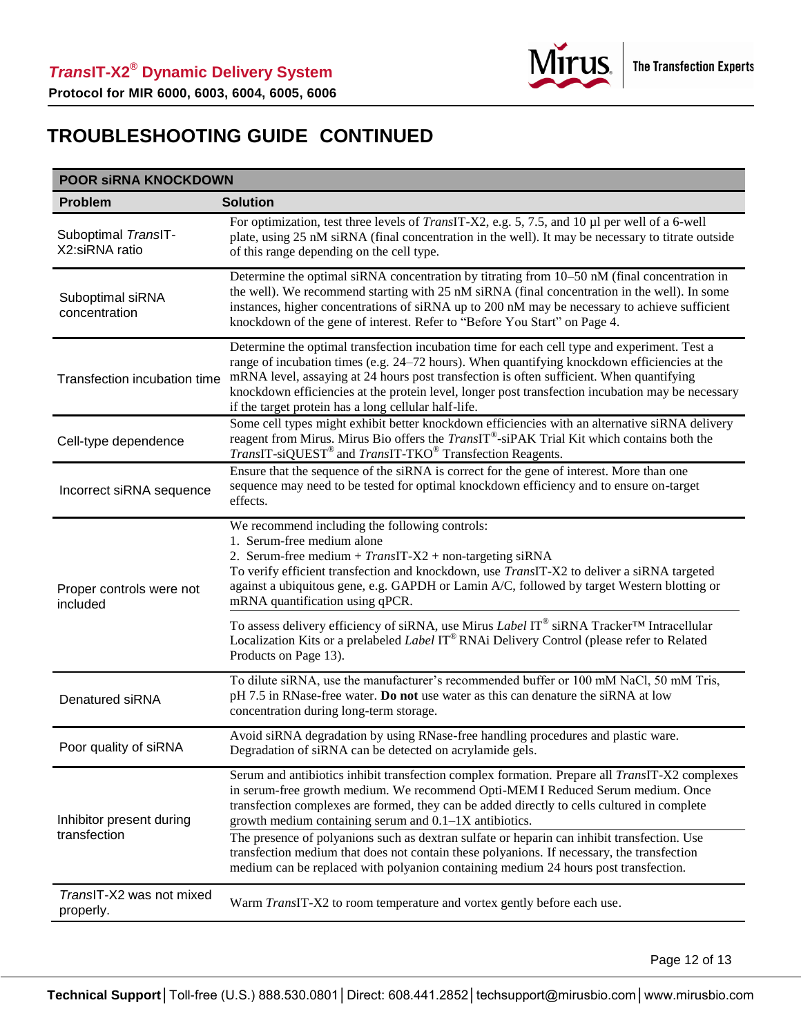# TROUBLESHOOTING GUIDE CONTINUED

| POOR siRNA KNOCKDOWN | |
|---|---|
| **Problem** | **Solution** |
| Suboptimal *Trans*IT-X2:siRNA ratio | For optimization, test three levels of *Trans*IT-X2, e.g. 5, 7.5, and 10 µl per well of a 6-well plate, using 25 nM siRNA (final concentration in the well). It may be necessary to titrate outside of this range depending on the cell type. |
| Suboptimal siRNA concentration | Determine the optimal siRNA concentration by titrating from 10–50 nM (final concentration in the well). We recommend starting with 25 nM siRNA (final concentration in the well). In some instances, higher concentrations of siRNA up to 200 nM may be necessary to achieve sufficient knockdown of the gene of interest. Refer to "Before You Start" on Page 4. |
| Transfection incubation time | Determine the optimal transfection incubation time for each cell type and experiment. Test a range of incubation times (e.g. 24–72 hours). When quantifying knockdown efficiencies at the mRNA level, assaying at 24 hours post transfection is often sufficient. When quantifying knockdown efficiencies at the protein level, longer post transfection incubation may be necessary if the target protein has a long cellular half-life. |
| Cell-type dependence | Some cell types might exhibit better knockdown efficiencies with an alternative siRNA delivery reagent from Mirus. Mirus Bio offers the *Trans*IT®-siPAK Trial Kit which contains both the *Trans*IT-siQUEST® and *Trans*IT-TKO® Transfection Reagents. |
| Incorrect siRNA sequence | Ensure that the sequence of the siRNA is correct for the gene of interest. More than one sequence may need to be tested for optimal knockdown efficiency and to ensure on-target effects. |
| Proper controls were not included | We recommend including the following controls:<br>1. Serum-free medium alone<br>2. Serum-free medium + *Trans*IT-X2 + non-targeting siRNA<br>To verify efficient transfection and knockdown, use *Trans*IT-X2 to deliver a siRNA targeted against a ubiquitous gene, e.g. GAPDH or Lamin A/C, followed by target Western blotting or mRNA quantification using qPCR.<br><br>To assess delivery efficiency of siRNA, use Mirus *Label* IT® siRNA Tracker™ Intracellular Localization Kits or a prelabeled *Label* IT® RNAi Delivery Control (please refer to Related Products on Page 13). |
| Denatured siRNA | To dilute siRNA, use the manufacturer's recommended buffer or 100 mM NaCl, 50 mM Tris, pH 7.5 in RNase-free water. **Do not** use water as this can denature the siRNA at low concentration during long-term storage. |
| Poor quality of siRNA | Avoid siRNA degradation by using RNase-free handling procedures and plastic ware. Degradation of siRNA can be detected on acrylamide gels. |
| Inhibitor present during transfection | Serum and antibiotics inhibit transfection complex formation. Prepare all *Trans*IT-X2 complexes in serum-free growth medium. We recommend Opti-MEM I Reduced Serum medium. Once transfection complexes are formed, they can be added directly to cells cultured in complete growth medium containing serum and 0.1–1X antibiotics.<br><br>The presence of polyanions such as dextran sulfate or heparin can inhibit transfection. Use transfection medium that does not contain these polyanions. If necessary, the transfection medium can be replaced with polyanion containing medium 24 hours post transfection. |
| *Trans*IT-X2 was not mixed properly. | Warm *Trans*IT-X2 to room temperature and vortex gently before each use. |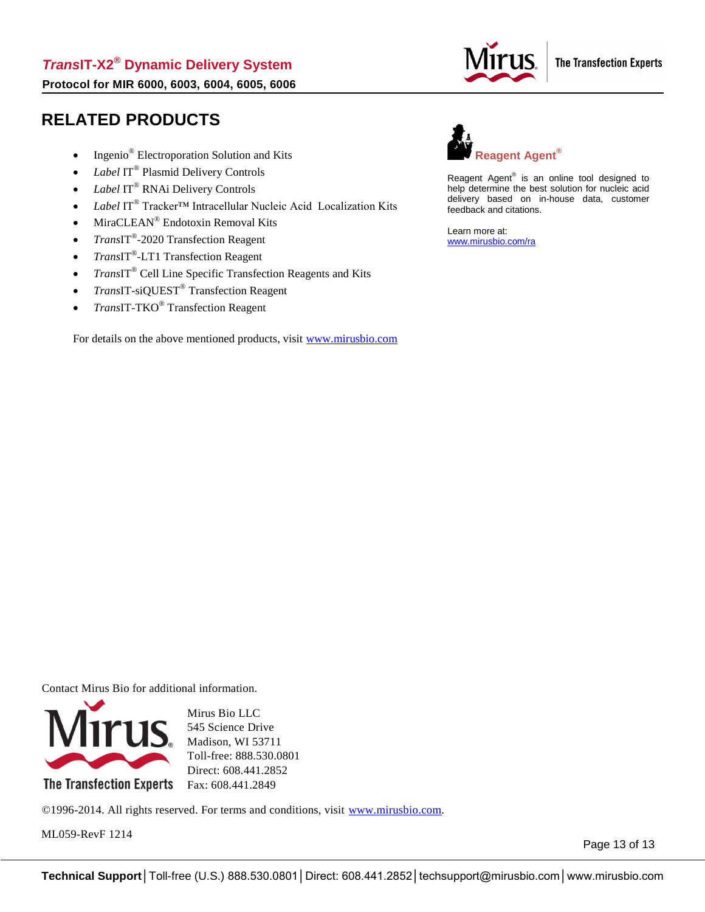## RELATED PRODUCTS

- Ingenio® Electroporation Solution and Kits
- *Label* IT® Plasmid Delivery Controls
- *Label* IT® RNAi Delivery Controls
- *Label* IT® Tracker™ Intracellular Nucleic Acid Localization Kits
- MiraCLEAN® Endotoxin Removal Kits
- *Trans*IT®-2020 Transfection Reagent
- *Trans*IT®-LT1 Transfection Reagent
- *Trans*IT® Cell Line Specific Transfection Reagents and Kits
- *Trans*IT-siQUEST® Transfection Reagent
- *Trans*IT-TKO® Transfection Reagent

For details on the above mentioned products, visit www.mirusbio.com

**Reagent Agent®**

Reagent Agent® is an online tool designed to help determine the best solution for nucleic acid delivery based on in-house data, customer feedback and citations.

Learn more at:
www.mirusbio.com/ra

Contact Mirus Bio for additional information.

Mirus Bio LLC
545 Science Drive
Madison, WI 53711
Toll-free: 888.530.0801
Direct: 608.441.2852
Fax: 608.441.2849

The Transfection Experts

©1996-2014. All rights reserved. For terms and conditions, visit www.mirusbio.com.

ML059-RevF 1214